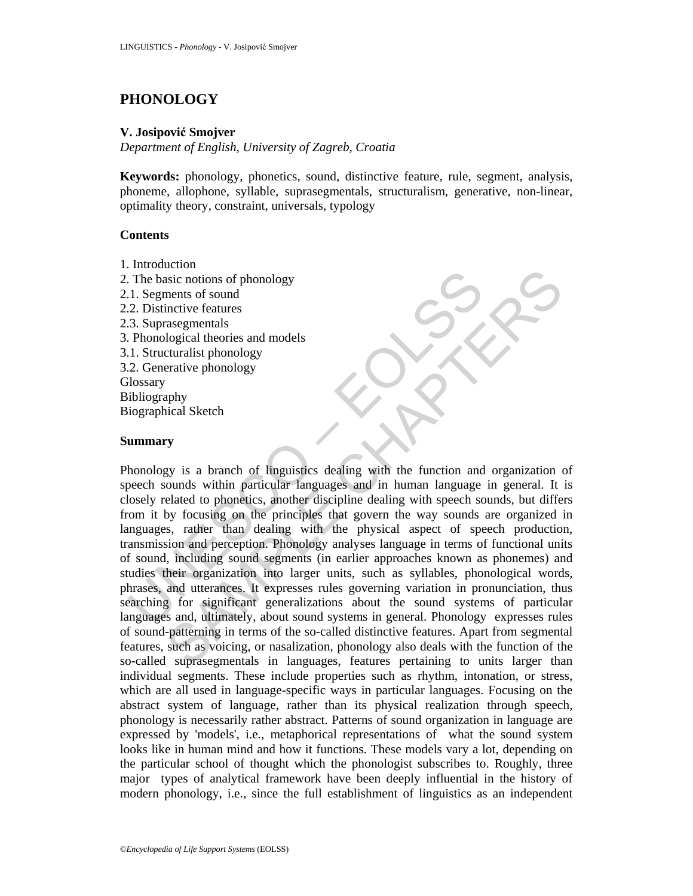# PHONOLOGY

**V. Josipović Smojver**

*Department of English, University of Zagreb, Croatia*

**Keywords:** phonology, phonetics, sound, distinctive feature, rule, segment, analysis, phoneme, allophone, syllable, suprasegmentals, structuralism, generative, non-linear, optimality theory, constraint, universals, typology

**Contents**

1. Introduction
2. The basic notions of phonology
2.1. Segments of sound
2.2. Distinctive features
2.3. Suprasegmentals
3. Phonological theories and models
3.1. Structuralist phonology
3.2. Generative phonology

Glossary
Bibliography
Biographical Sketch

**Summary**

Phonology is a branch of linguistics dealing with the function and organization of speech sounds within particular languages and in human language in general. It is closely related to phonetics, another discipline dealing with speech sounds, but differs from it by focusing on the principles that govern the way sounds are organized in languages, rather than dealing with the physical aspect of speech production, transmission and perception. Phonology analyses language in terms of functional units of sound, including sound segments (in earlier approaches known as phonemes) and studies their organization into larger units, such as syllables, phonological words, phrases, and utterances. It expresses rules governing variation in pronunciation, thus searching for significant generalizations about the sound systems of particular languages and, ultimately, about sound systems in general. Phonology expresses rules of sound-patterning in terms of the so-called distinctive features. Apart from segmental features, such as voicing, or nasalization, phonology also deals with the function of the so-called suprasegmentals in languages, features pertaining to units larger than individual segments. These include properties such as rhythm, intonation, or stress, which are all used in language-specific ways in particular languages. Focusing on the abstract system of language, rather than its physical realization through speech, phonology is necessarily rather abstract. Patterns of sound organization in language are expressed by 'models', i.e., metaphorical representations of what the sound system looks like in human mind and how it functions. These models vary a lot, depending on the particular school of thought which the phonologist subscribes to. Roughly, three major types of analytical framework have been deeply influential in the history of modern phonology, i.e., since the full establishment of linguistics as an independent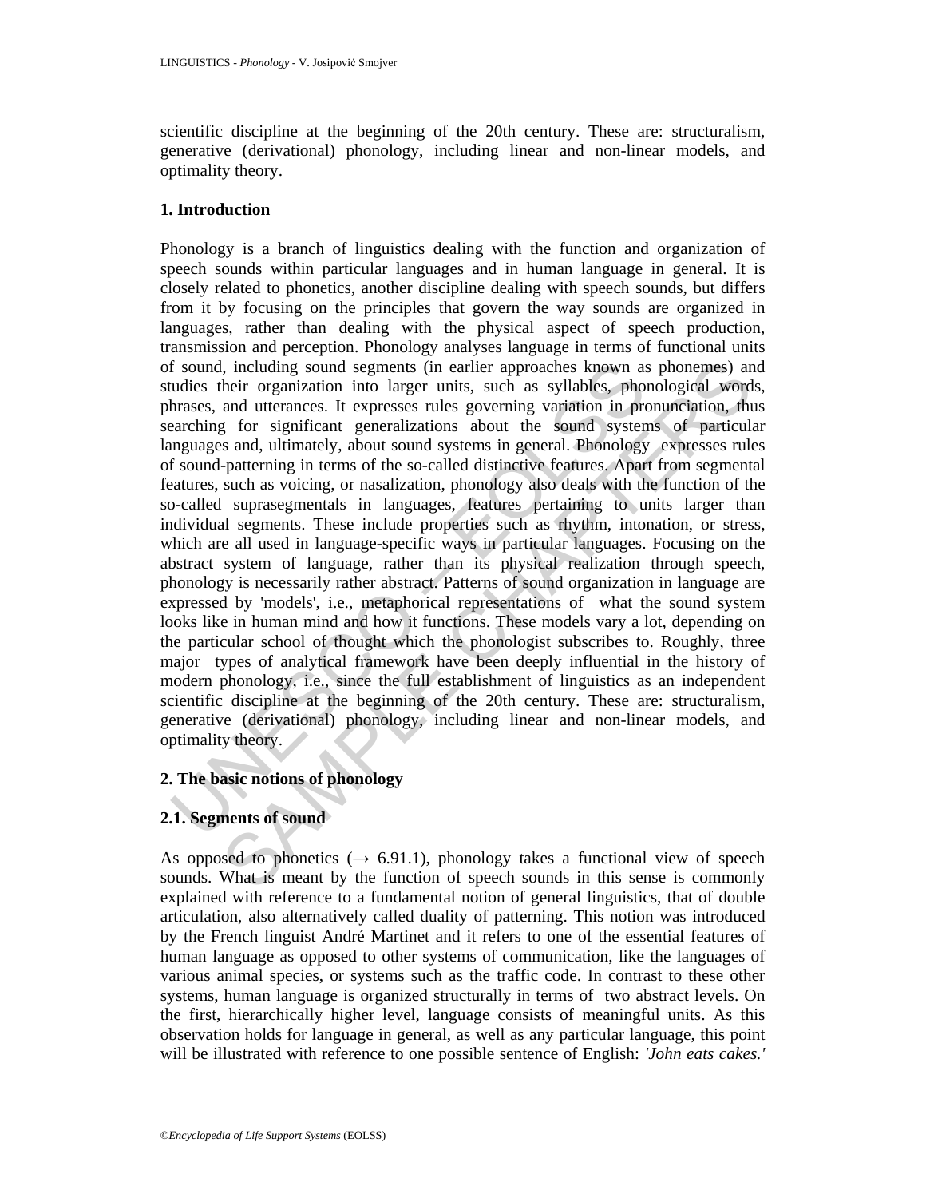scientific discipline at the beginning of the 20th century. These are: structuralism, generative (derivational) phonology, including linear and non-linear models, and optimality theory.

## 1. Introduction

Phonology is a branch of linguistics dealing with the function and organization of speech sounds within particular languages and in human language in general. It is closely related to phonetics, another discipline dealing with speech sounds, but differs from it by focusing on the principles that govern the way sounds are organized in languages, rather than dealing with the physical aspect of speech production, transmission and perception. Phonology analyses language in terms of functional units of sound, including sound segments (in earlier approaches known as phonemes) and studies their organization into larger units, such as syllables, phonological words, phrases, and utterances. It expresses rules governing variation in pronunciation, thus searching for significant generalizations about the sound systems of particular languages and, ultimately, about sound systems in general. Phonology expresses rules of sound-patterning in terms of the so-called distinctive features. Apart from segmental features, such as voicing, or nasalization, phonology also deals with the function of the so-called suprasegmentals in languages, features pertaining to units larger than individual segments. These include properties such as rhythm, intonation, or stress, which are all used in language-specific ways in particular languages. Focusing on the abstract system of language, rather than its physical realization through speech, phonology is necessarily rather abstract. Patterns of sound organization in language are expressed by 'models', i.e., metaphorical representations of what the sound system looks like in human mind and how it functions. These models vary a lot, depending on the particular school of thought which the phonologist subscribes to. Roughly, three major types of analytical framework have been deeply influential in the history of modern phonology, i.e., since the full establishment of linguistics as an independent scientific discipline at the beginning of the 20th century. These are: structuralism, generative (derivational) phonology, including linear and non-linear models, and optimality theory.

## 2. The basic notions of phonology

### 2.1. Segments of sound

As opposed to phonetics (→ 6.91.1), phonology takes a functional view of speech sounds. What is meant by the function of speech sounds in this sense is commonly explained with reference to a fundamental notion of general linguistics, that of double articulation, also alternatively called duality of patterning. This notion was introduced by the French linguist André Martinet and it refers to one of the essential features of human language as opposed to other systems of communication, like the languages of various animal species, or systems such as the traffic code. In contrast to these other systems, human language is organized structurally in terms of two abstract levels. On the first, hierarchically higher level, language consists of meaningful units. As this observation holds for language in general, as well as any particular language, this point will be illustrated with reference to one possible sentence of English: *'John eats cakes.'*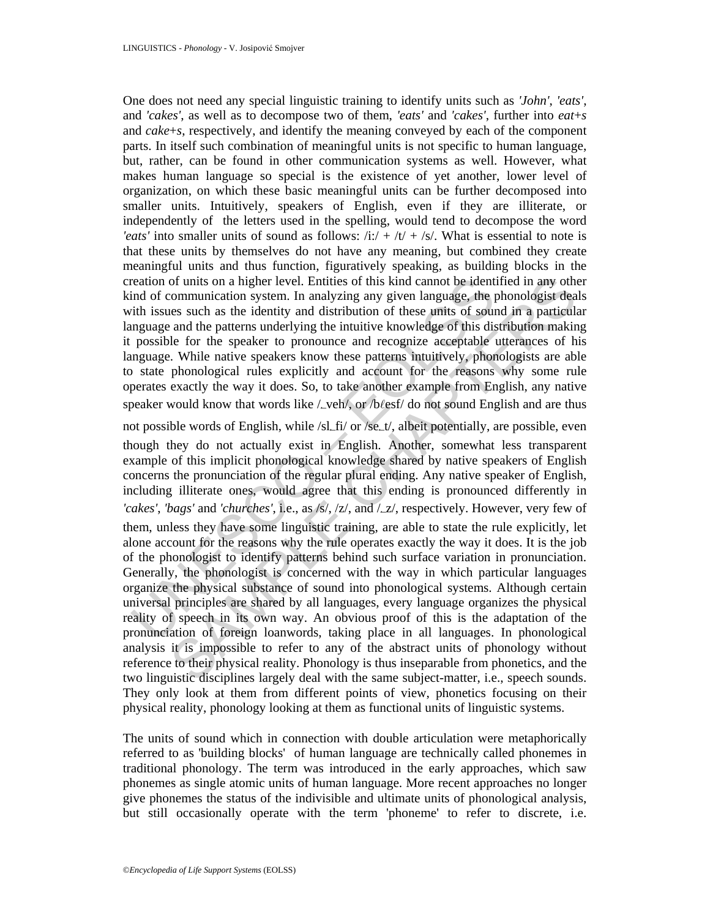One does not need any special linguistic training to identify units such as *'John'*, *'eats'*, and *'cakes'*, as well as to decompose two of them, *'eats'* and *'cakes'*, further into *eat+s* and *cake+s*, respectively, and identify the meaning conveyed by each of the component parts. In itself such combination of meaningful units is not specific to human language, but, rather, can be found in other communication systems as well. However, what makes human language so special is the existence of yet another, lower level of organization, on which these basic meaningful units can be further decomposed into smaller units. Intuitively, speakers of English, even if they are illiterate, or independently of the letters used in the spelling, would tend to decompose the word *'eats'* into smaller units of sound as follows: /i:/ + /t/ + /s/. What is essential to note is that these units by themselves do not have any meaning, but combined they create meaningful units and thus function, figuratively speaking, as building blocks in the creation of units on a higher level. Entities of this kind cannot be identified in any other kind of communication system. In analyzing any given language, the phonologist deals with issues such as the identity and distribution of these units of sound in a particular language and the patterns underlying the intuitive knowledge of this distribution making it possible for the speaker to pronounce and recognize acceptable utterances of his language. While native speakers know these patterns intuitively, phonologists are able to state phonological rules explicitly and account for the reasons why some rule operates exactly the way it does. So, to take another example from English, any native speaker would know that words like /_veh/, or /bℓesf/ do not sound English and are thus not possible words of English, while /sl_fi/ or /se_t/, albeit potentially, are possible, even though they do not actually exist in English. Another, somewhat less transparent example of this implicit phonological knowledge shared by native speakers of English concerns the pronunciation of the regular plural ending. Any native speaker of English, including illiterate ones, would agree that this ending is pronounced differently in *'cakes'*, *'bags'* and *'churches'*, i.e., as /s/, /z/, and /_z/, respectively. However, very few of them, unless they have some linguistic training, are able to state the rule explicitly, let alone account for the reasons why the rule operates exactly the way it does. It is the job of the phonologist to identify patterns behind such surface variation in pronunciation. Generally, the phonologist is concerned with the way in which particular languages organize the physical substance of sound into phonological systems. Although certain universal principles are shared by all languages, every language organizes the physical reality of speech in its own way. An obvious proof of this is the adaptation of the pronunciation of foreign loanwords, taking place in all languages. In phonological analysis it is impossible to refer to any of the abstract units of phonology without reference to their physical reality. Phonology is thus inseparable from phonetics, and the two linguistic disciplines largely deal with the same subject-matter, i.e., speech sounds. They only look at them from different points of view, phonetics focusing on their physical reality, phonology looking at them as functional units of linguistic systems.

The units of sound which in connection with double articulation were metaphorically referred to as 'building blocks' of human language are technically called phonemes in traditional phonology. The term was introduced in the early approaches, which saw phonemes as single atomic units of human language. More recent approaches no longer give phonemes the status of the indivisible and ultimate units of phonological analysis, but still occasionally operate with the term 'phoneme' to refer to discrete, i.e.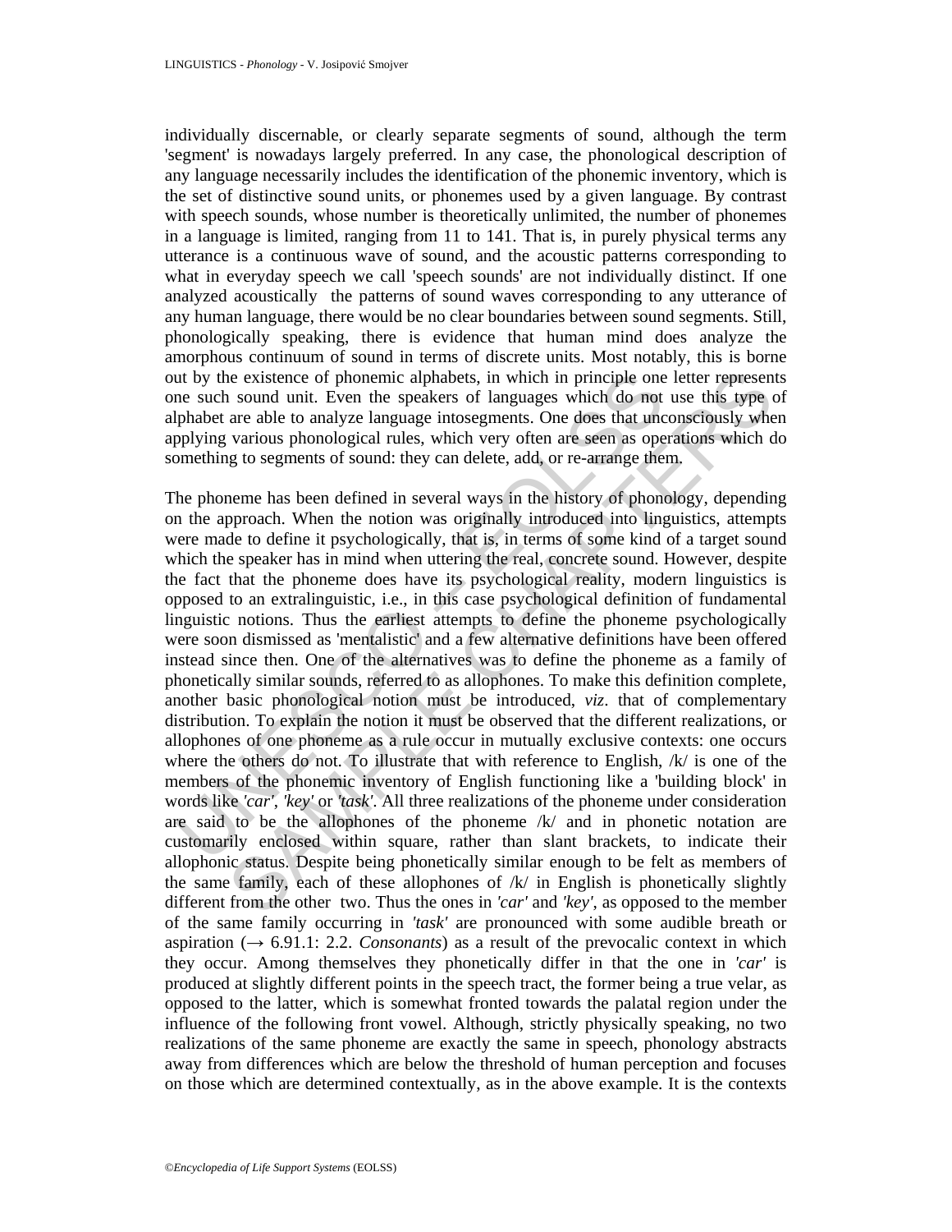individually discernable, or clearly separate segments of sound, although the term 'segment' is nowadays largely preferred. In any case, the phonological description of any language necessarily includes the identification of the phonemic inventory, which is the set of distinctive sound units, or phonemes used by a given language. By contrast with speech sounds, whose number is theoretically unlimited, the number of phonemes in a language is limited, ranging from 11 to 141. That is, in purely physical terms any utterance is a continuous wave of sound, and the acoustic patterns corresponding to what in everyday speech we call 'speech sounds' are not individually distinct. If one analyzed acoustically the patterns of sound waves corresponding to any utterance of any human language, there would be no clear boundaries between sound segments. Still, phonologically speaking, there is evidence that human mind does analyze the amorphous continuum of sound in terms of discrete units. Most notably, this is borne out by the existence of phonemic alphabets, in which in principle one letter represents one such sound unit. Even the speakers of languages which do not use this type of alphabet are able to analyze language intosegments. One does that unconsciously when applying various phonological rules, which very often are seen as operations which do something to segments of sound: they can delete, add, or re-arrange them.

The phoneme has been defined in several ways in the history of phonology, depending on the approach. When the notion was originally introduced into linguistics, attempts were made to define it psychologically, that is, in terms of some kind of a target sound which the speaker has in mind when uttering the real, concrete sound. However, despite the fact that the phoneme does have its psychological reality, modern linguistics is opposed to an extralinguistic, i.e., in this case psychological definition of fundamental linguistic notions. Thus the earliest attempts to define the phoneme psychologically were soon dismissed as 'mentalistic' and a few alternative definitions have been offered instead since then. One of the alternatives was to define the phoneme as a family of phonetically similar sounds, referred to as allophones. To make this definition complete, another basic phonological notion must be introduced, *viz*. that of complementary distribution. To explain the notion it must be observed that the different realizations, or allophones of one phoneme as a rule occur in mutually exclusive contexts: one occurs where the others do not. To illustrate that with reference to English, /k/ is one of the members of the phonemic inventory of English functioning like a 'building block' in words like *'car'*, *'key'* or *'task'*. All three realizations of the phoneme under consideration are said to be the allophones of the phoneme /k/ and in phonetic notation are customarily enclosed within square, rather than slant brackets, to indicate their allophonic status. Despite being phonetically similar enough to be felt as members of the same family, each of these allophones of /k/ in English is phonetically slightly different from the other two. Thus the ones in *'car'* and *'key'*, as opposed to the member of the same family occurring in *'task'* are pronounced with some audible breath or aspiration (→ 6.91.1: 2.2. *Consonants*) as a result of the prevocalic context in which they occur. Among themselves they phonetically differ in that the one in *'car'* is produced at slightly different points in the speech tract, the former being a true velar, as opposed to the latter, which is somewhat fronted towards the palatal region under the influence of the following front vowel. Although, strictly physically speaking, no two realizations of the same phoneme are exactly the same in speech, phonology abstracts away from differences which are below the threshold of human perception and focuses on those which are determined contextually, as in the above example. It is the contexts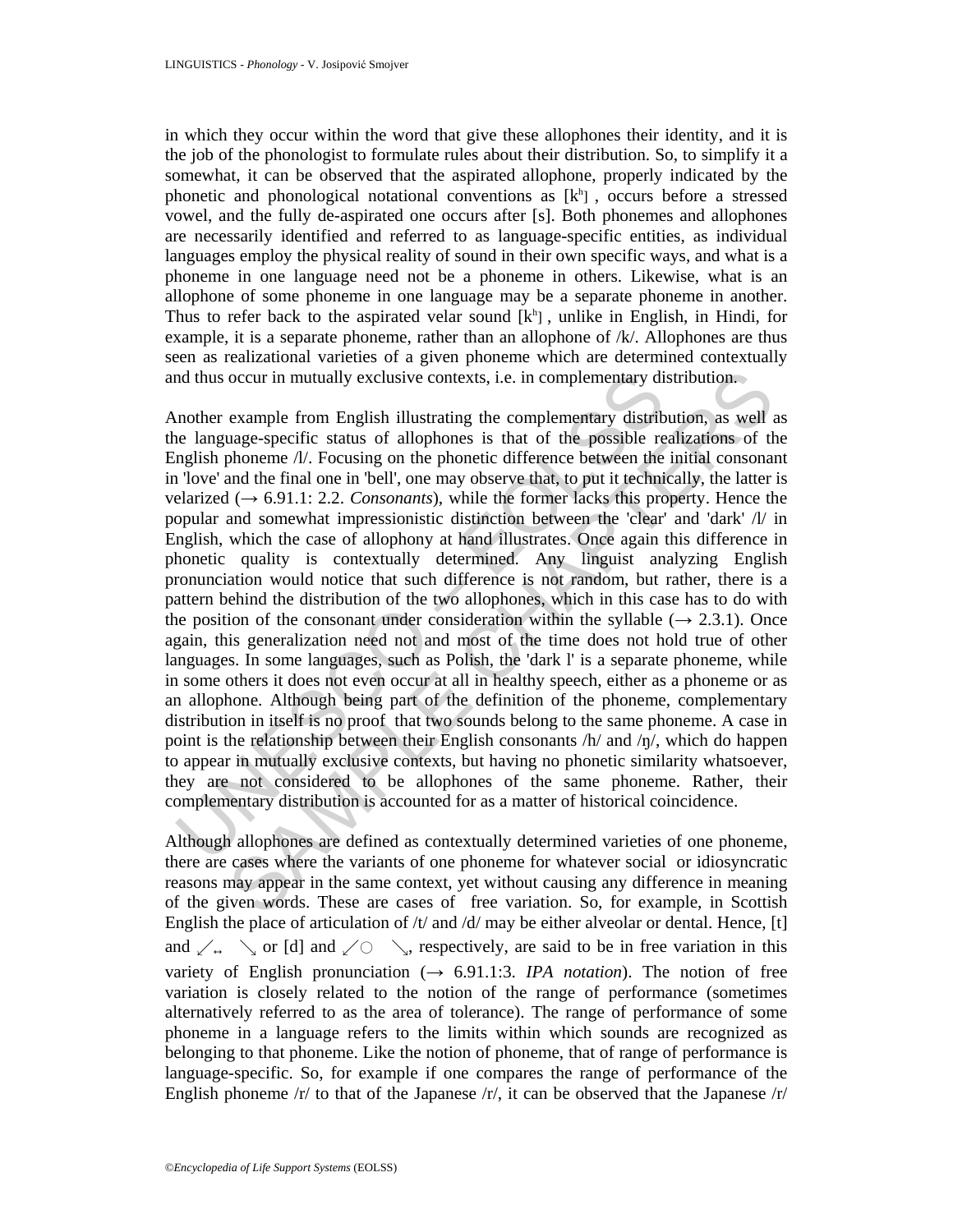in which they occur within the word that give these allophones their identity, and it is the job of the phonologist to formulate rules about their distribution. So, to simplify it a somewhat, it can be observed that the aspirated allophone, properly indicated by the phonetic and phonological notational conventions as [kʰ] , occurs before a stressed vowel, and the fully de-aspirated one occurs after [s]. Both phonemes and allophones are necessarily identified and referred to as language-specific entities, as individual languages employ the physical reality of sound in their own specific ways, and what is a phoneme in one language need not be a phoneme in others. Likewise, what is an allophone of some phoneme in one language may be a separate phoneme in another. Thus to refer back to the aspirated velar sound [kʰ] , unlike in English, in Hindi, for example, it is a separate phoneme, rather than an allophone of /k/. Allophones are thus seen as realizational varieties of a given phoneme which are determined contextually and thus occur in mutually exclusive contexts, i.e. in complementary distribution.

Another example from English illustrating the complementary distribution, as well as the language-specific status of allophones is that of the possible realizations of the English phoneme /l/. Focusing on the phonetic difference between the initial consonant in 'love' and the final one in 'bell', one may observe that, to put it technically, the latter is velarized (→ 6.91.1: 2.2. *Consonants*), while the former lacks this property. Hence the popular and somewhat impressionistic distinction between the 'clear' and 'dark' /l/ in English, which the case of allophony at hand illustrates. Once again this difference in phonetic quality is contextually determined. Any linguist analyzing English pronunciation would notice that such difference is not random, but rather, there is a pattern behind the distribution of the two allophones, which in this case has to do with the position of the consonant under consideration within the syllable (→ 2.3.1). Once again, this generalization need not and most of the time does not hold true of other languages. In some languages, such as Polish, the 'dark l' is a separate phoneme, while in some others it does not even occur at all in healthy speech, either as a phoneme or as an allophone. Although being part of the definition of the phoneme, complementary distribution in itself is no proof that two sounds belong to the same phoneme. A case in point is the relationship between their English consonants /h/ and /ŋ/, which do happen to appear in mutually exclusive contexts, but having no phonetic similarity whatsoever, they are not considered to be allophones of the same phoneme. Rather, their complementary distribution is accounted for as a matter of historical coincidence.

Although allophones are defined as contextually determined varieties of one phoneme, there are cases where the variants of one phoneme for whatever social or idiosyncratic reasons may appear in the same context, yet without causing any difference in meaning of the given words. These are cases of free variation. So, for example, in Scottish English the place of articulation of /t/ and /d/ may be either alveolar or dental. Hence, [t] and [t̪] or [d] and [d̪], respectively, are said to be in free variation in this variety of English pronunciation (→ 6.91.1:3. *IPA notation*). The notion of free variation is closely related to the notion of the range of performance (sometimes alternatively referred to as the area of tolerance). The range of performance of some phoneme in a language refers to the limits within which sounds are recognized as belonging to that phoneme. Like the notion of phoneme, that of range of performance is language-specific. So, for example if one compares the range of performance of the English phoneme /r/ to that of the Japanese /r/, it can be observed that the Japanese /r/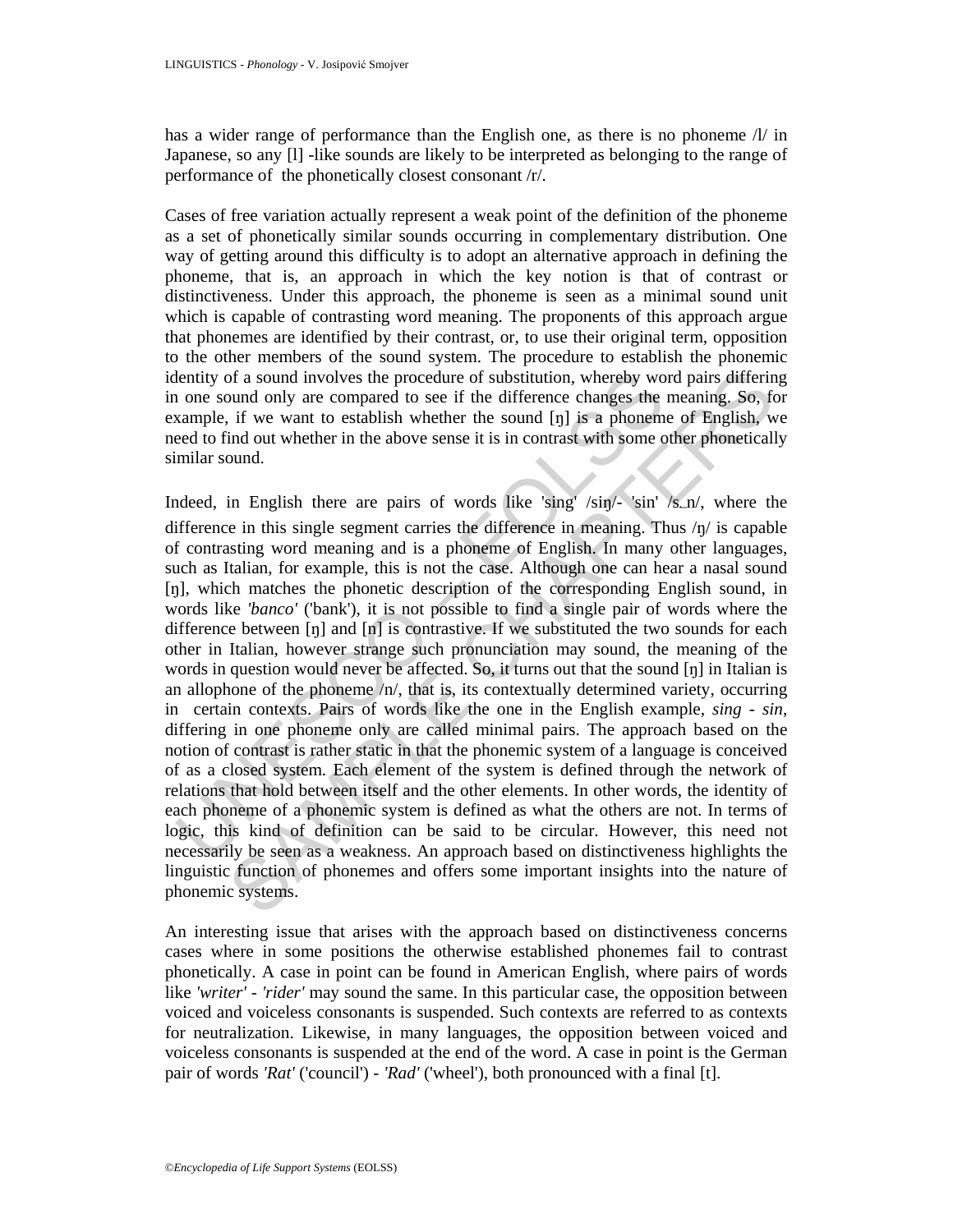has a wider range of performance than the English one, as there is no phoneme /l/ in Japanese, so any [l] -like sounds are likely to be interpreted as belonging to the range of performance of the phonetically closest consonant /r/.

Cases of free variation actually represent a weak point of the definition of the phoneme as a set of phonetically similar sounds occurring in complementary distribution. One way of getting around this difficulty is to adopt an alternative approach in defining the phoneme, that is, an approach in which the key notion is that of contrast or distinctiveness. Under this approach, the phoneme is seen as a minimal sound unit which is capable of contrasting word meaning. The proponents of this approach argue that phonemes are identified by their contrast, or, to use their original term, opposition to the other members of the sound system. The procedure to establish the phonemic identity of a sound involves the procedure of substitution, whereby word pairs differing in one sound only are compared to see if the difference changes the meaning. So, for example, if we want to establish whether the sound [ŋ] is a phoneme of English, we need to find out whether in the above sense it is in contrast with some other phonetically similar sound.

Indeed, in English there are pairs of words like 'sing' /siŋ/- 'sin' /sɪn/, where the difference in this single segment carries the difference in meaning. Thus /ŋ/ is capable of contrasting word meaning and is a phoneme of English. In many other languages, such as Italian, for example, this is not the case. Although one can hear a nasal sound [ŋ], which matches the phonetic description of the corresponding English sound, in words like *'banco'* ('bank'), it is not possible to find a single pair of words where the difference between [ŋ] and [n] is contrastive. If we substituted the two sounds for each other in Italian, however strange such pronunciation may sound, the meaning of the words in question would never be affected. So, it turns out that the sound [ŋ] in Italian is an allophone of the phoneme /n/, that is, its contextually determined variety, occurring in certain contexts. Pairs of words like the one in the English example, *sing - sin*, differing in one phoneme only are called minimal pairs. The approach based on the notion of contrast is rather static in that the phonemic system of a language is conceived of as a closed system. Each element of the system is defined through the network of relations that hold between itself and the other elements. In other words, the identity of each phoneme of a phonemic system is defined as what the others are not. In terms of logic, this kind of definition can be said to be circular. However, this need not necessarily be seen as a weakness. An approach based on distinctiveness highlights the linguistic function of phonemes and offers some important insights into the nature of phonemic systems.

An interesting issue that arises with the approach based on distinctiveness concerns cases where in some positions the otherwise established phonemes fail to contrast phonetically. A case in point can be found in American English, where pairs of words like *'writer' - 'rider'* may sound the same. In this particular case, the opposition between voiced and voiceless consonants is suspended. Such contexts are referred to as contexts for neutralization. Likewise, in many languages, the opposition between voiced and voiceless consonants is suspended at the end of the word. A case in point is the German pair of words *'Rat'* ('council') - *'Rad'* ('wheel'), both pronounced with a final [t].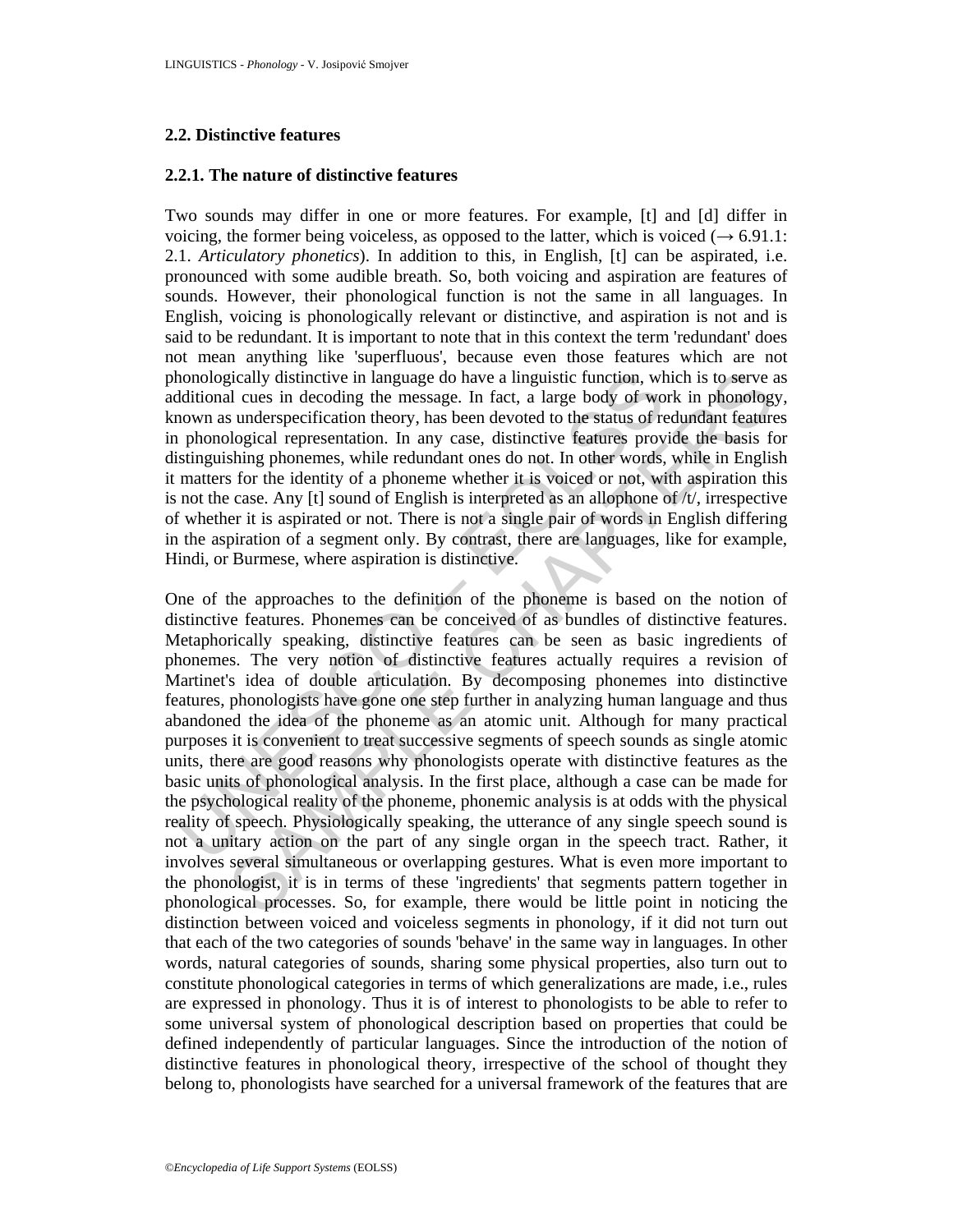### 2.2. Distinctive features

#### 2.2.1. The nature of distinctive features

Two sounds may differ in one or more features. For example, [t] and [d] differ in voicing, the former being voiceless, as opposed to the latter, which is voiced (→ 6.91.1: 2.1. *Articulatory phonetics*). In addition to this, in English, [t] can be aspirated, i.e. pronounced with some audible breath. So, both voicing and aspiration are features of sounds. However, their phonological function is not the same in all languages. In English, voicing is phonologically relevant or distinctive, and aspiration is not and is said to be redundant. It is important to note that in this context the term 'redundant' does not mean anything like 'superfluous', because even those features which are not phonologically distinctive in language do have a linguistic function, which is to serve as additional cues in decoding the message. In fact, a large body of work in phonology, known as underspecification theory, has been devoted to the status of redundant features in phonological representation. In any case, distinctive features provide the basis for distinguishing phonemes, while redundant ones do not. In other words, while in English it matters for the identity of a phoneme whether it is voiced or not, with aspiration this is not the case. Any [t] sound of English is interpreted as an allophone of /t/, irrespective of whether it is aspirated or not. There is not a single pair of words in English differing in the aspiration of a segment only. By contrast, there are languages, like for example, Hindi, or Burmese, where aspiration is distinctive.

One of the approaches to the definition of the phoneme is based on the notion of distinctive features. Phonemes can be conceived of as bundles of distinctive features. Metaphorically speaking, distinctive features can be seen as basic ingredients of phonemes. The very notion of distinctive features actually requires a revision of Martinet's idea of double articulation. By decomposing phonemes into distinctive features, phonologists have gone one step further in analyzing human language and thus abandoned the idea of the phoneme as an atomic unit. Although for many practical purposes it is convenient to treat successive segments of speech sounds as single atomic units, there are good reasons why phonologists operate with distinctive features as the basic units of phonological analysis. In the first place, although a case can be made for the psychological reality of the phoneme, phonemic analysis is at odds with the physical reality of speech. Physiologically speaking, the utterance of any single speech sound is not a unitary action on the part of any single organ in the speech tract. Rather, it involves several simultaneous or overlapping gestures. What is even more important to the phonologist, it is in terms of these 'ingredients' that segments pattern together in phonological processes. So, for example, there would be little point in noticing the distinction between voiced and voiceless segments in phonology, if it did not turn out that each of the two categories of sounds 'behave' in the same way in languages. In other words, natural categories of sounds, sharing some physical properties, also turn out to constitute phonological categories in terms of which generalizations are made, i.e., rules are expressed in phonology. Thus it is of interest to phonologists to be able to refer to some universal system of phonological description based on properties that could be defined independently of particular languages. Since the introduction of the notion of distinctive features in phonological theory, irrespective of the school of thought they belong to, phonologists have searched for a universal framework of the features that are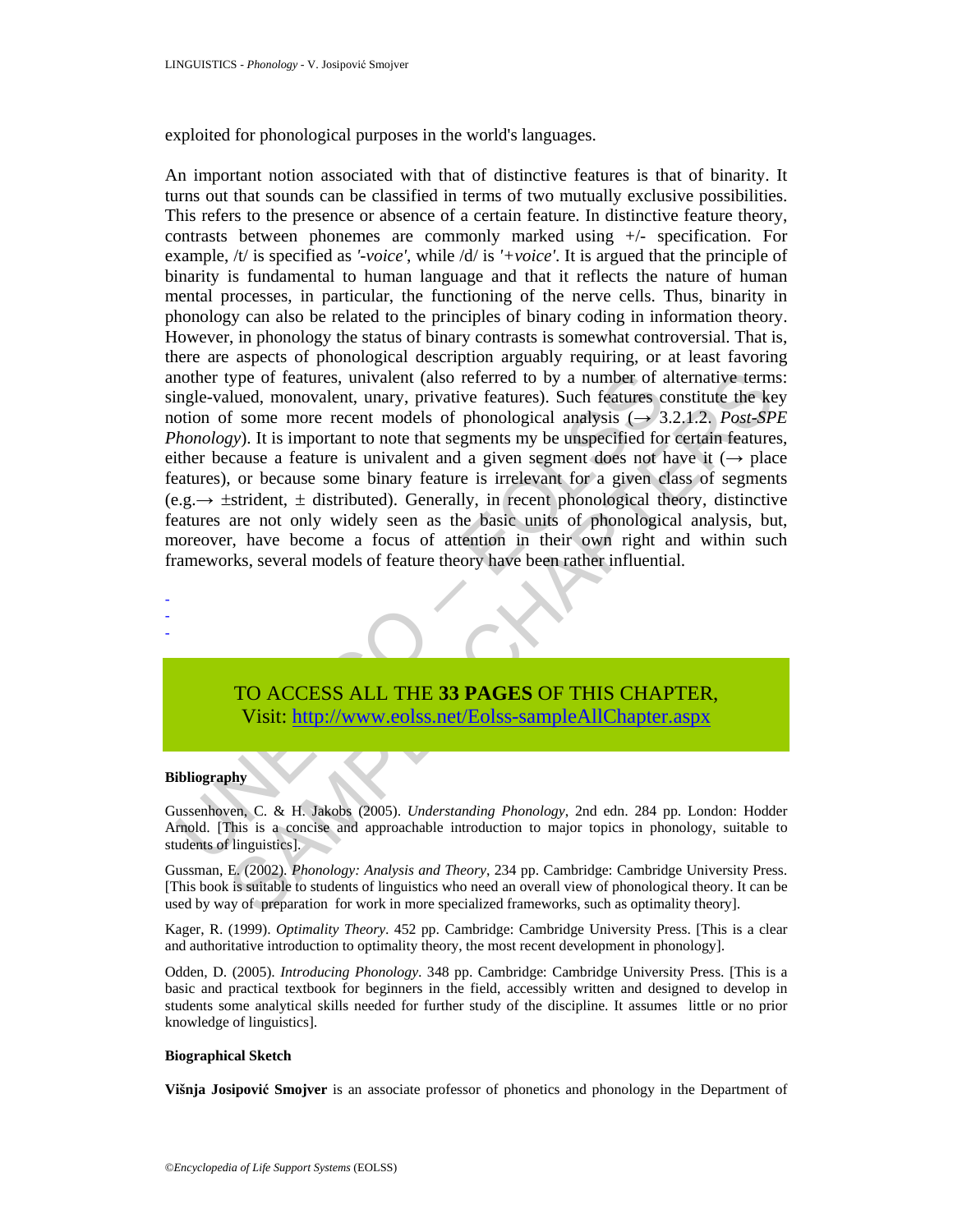exploited for phonological purposes in the world's languages.

An important notion associated with that of distinctive features is that of binarity. It turns out that sounds can be classified in terms of two mutually exclusive possibilities. This refers to the presence or absence of a certain feature. In distinctive feature theory, contrasts between phonemes are commonly marked using +/- specification. For example, /t/ is specified as *'-voice'*, while /d/ is *'+voice'*. It is argued that the principle of binarity is fundamental to human language and that it reflects the nature of human mental processes, in particular, the functioning of the nerve cells. Thus, binarity in phonology can also be related to the principles of binary coding in information theory. However, in phonology the status of binary contrasts is somewhat controversial. That is, there are aspects of phonological description arguably requiring, or at least favoring another type of features, univalent (also referred to by a number of alternative terms: single-valued, monovalent, unary, privative features). Such features constitute the key notion of some more recent models of phonological analysis (→ 3.2.1.2. *Post-SPE Phonology*). It is important to note that segments my be unspecified for certain features, either because a feature is univalent and a given segment does not have it (→ place features), or because some binary feature is irrelevant for a given class of segments (e.g.→ ±strident, ± distributed). Generally, in recent phonological theory, distinctive features are not only widely seen as the basic units of phonological analysis, but, moreover, have become a focus of attention in their own right and within such frameworks, several models of feature theory have been rather influential.

-
-
-

TO ACCESS ALL THE **33 PAGES** OF THIS CHAPTER,
Visit: http://www.eolss.net/Eolss-sampleAllChapter.aspx

**Bibliography**

Gussenhoven, C. & H. Jakobs (2005). *Understanding Phonology*, 2nd edn. 284 pp. London: Hodder Arnold. [This is a concise and approachable introduction to major topics in phonology, suitable to students of linguistics].

Gussman, E. (2002). *Phonology: Analysis and Theory*, 234 pp. Cambridge: Cambridge University Press. [This book is suitable to students of linguistics who need an overall view of phonological theory. It can be used by way of preparation for work in more specialized frameworks, such as optimality theory].

Kager, R. (1999). *Optimality Theory*. 452 pp. Cambridge: Cambridge University Press. [This is a clear and authoritative introduction to optimality theory, the most recent development in phonology].

Odden, D. (2005). *Introducing Phonology*. 348 pp. Cambridge: Cambridge University Press. [This is a basic and practical textbook for beginners in the field, accessibly written and designed to develop in students some analytical skills needed for further study of the discipline. It assumes little or no prior knowledge of linguistics].

**Biographical Sketch**

**Višnja Josipović Smojver** is an associate professor of phonetics and phonology in the Department of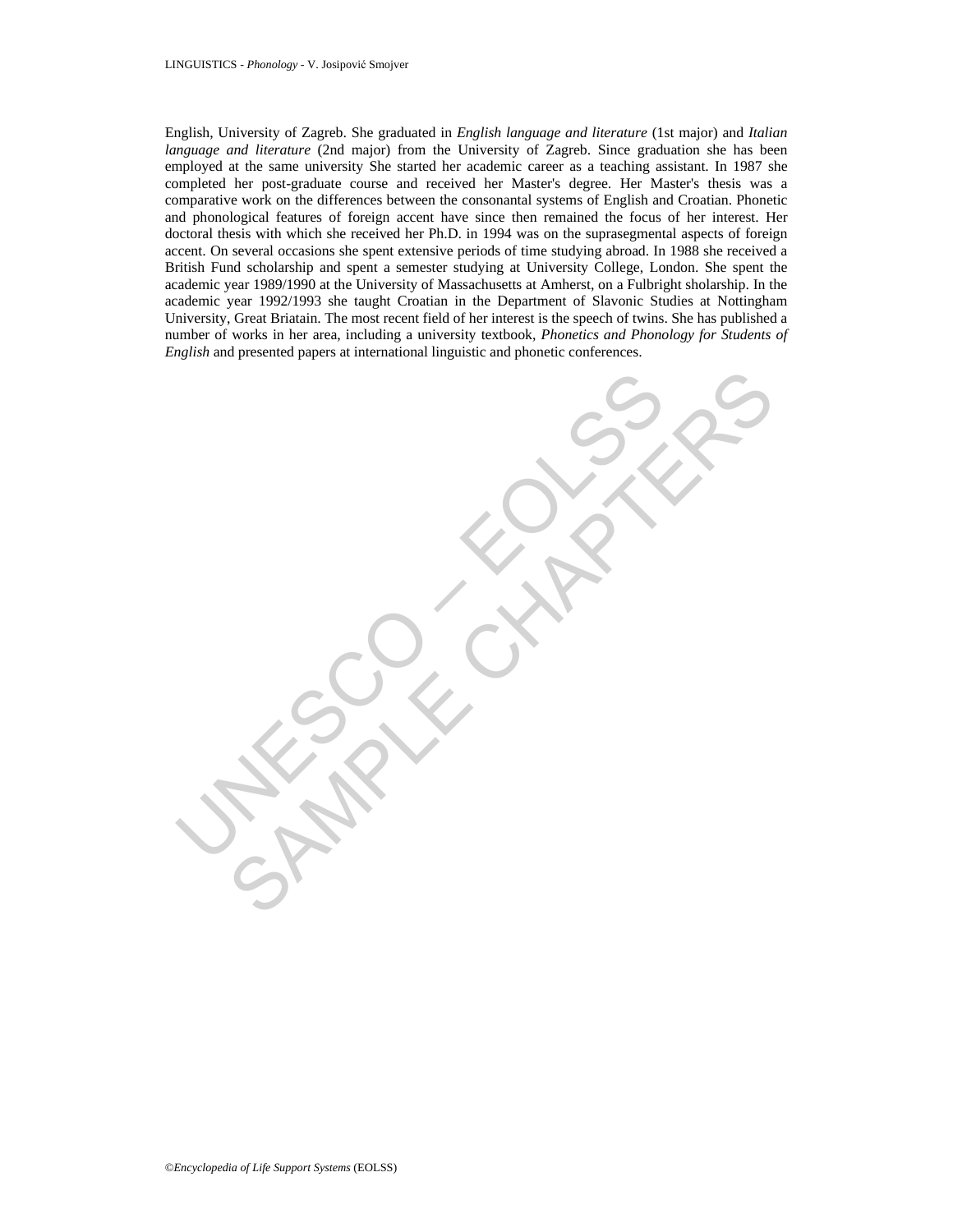English, University of Zagreb. She graduated in *English language and literature* (1st major) and *Italian language and literature* (2nd major) from the University of Zagreb. Since graduation she has been employed at the same university She started her academic career as a teaching assistant. In 1987 she completed her post-graduate course and received her Master's degree. Her Master's thesis was a comparative work on the differences between the consonantal systems of English and Croatian. Phonetic and phonological features of foreign accent have since then remained the focus of her interest. Her doctoral thesis with which she received her Ph.D. in 1994 was on the suprasegmental aspects of foreign accent. On several occasions she spent extensive periods of time studying abroad. In 1988 she received a British Fund scholarship and spent a semester studying at University College, London. She spent the academic year 1989/1990 at the University of Massachusetts at Amherst, on a Fulbright sholarship. In the academic year 1992/1993 she taught Croatian in the Department of Slavonic Studies at Nottingham University, Great Briatain. The most recent field of her interest is the speech of twins. She has published a number of works in her area, including a university textbook, *Phonetics and Phonology for Students of English* and presented papers at international linguistic and phonetic conferences.